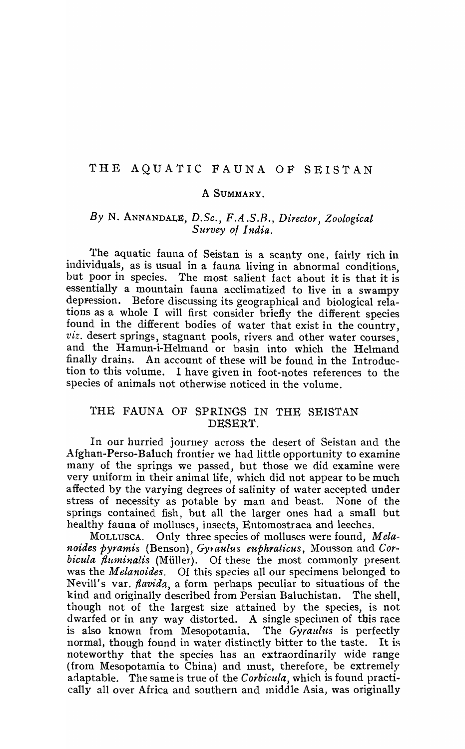# THE AQUATIC FAUNA OF SEISTAN

## A SUMMARY.

*By* N. ANNANDALE, *D.Sc., F.A.S.B., Director, Zoological Survey of India.*

The aquatic fauna of Seistan is a scanty one, fairly rich in individuals, as is usual in a fauna living in abnormal conditions, but poor in species. The most salient fact about it is that it is essentially a mountain fauna acclimatized to live in a swampy depression. Before discussing its geographical and biological relations as a whole I will first consider briefly the different species found in the different bodies of water that exist in the country, *viz.* desert springs, stagnant pools, rivers and other water courses, and the Hamun-i-Helmand or basin into which the Helmand finally drains. An account of these will be found in the Introduction to this volume. I have given in foot-notes references to the species of animals not otherwise noticed in the volume.

## THE FAUNA OF SPRINGS IN THE SEISTAN DESERT.

In our hurried journey across the desert of Seistan and the Afghan-Perso-Baluch frontier we had little opportunity to examine many of the springs we passed, but those we did examine were very uniform in their animal life, which did not appear to be much affected by the varying degrees of salinity of water accepted under stress of necessity as potable by man and beast. None of the springs contained fish, but all the larger ones had a small but healthy fauna of molluscs, insects, Entomostraca and leeches.

MOLLUSCA. Only three species of molluscs were found, *Melanoides pyramis* (Benson), *Gyraulus euphraticus*, Mousson and *Corbicula fluminalis* (Müller). Of these the most commonly present was the *Melanoides*. Of this species all our specimens belonged to Nevill's var. *flavida*, a form perhaps peculiar to situations of the kind and originally described from Persian Baluchistan. The shell, though not of the largest size attained by the species, is not dwarfed or in any way distorted. A single specimen of this race is also known from Mesopotamia. The *Gyraulus* is perfectly normal, though found in water distinctly bitter to the taste. It is noteworthy that the species has an extraordinarily wide range (from Mesopotamia to China) and must, therefore, be extremely adaptable. The same is true of the *Corbicula*, which is found practically all over Africa and southern and middle Asia, was originally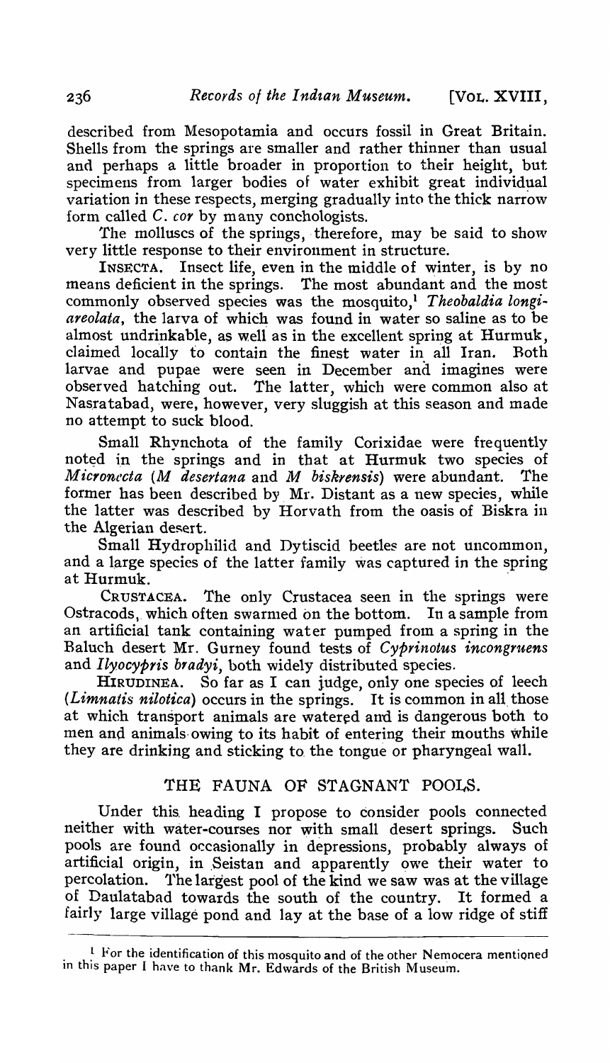described from Mesopotamia and occurs fossil in Great Britain. Shells from the springs are smaller and rather thinner than usual and perhaps a little broader in proportion to their height, but specimens from larger bodies of water exhibit great individual variation in these respects, merging gradually into the thick narrow form called *C. cor* by many conchologists.

The molluscs of the springs, therefore, may be said to show very little response to their environment in structure.

INSECTA. Insect life, even in the middle of winter, is by no means deficient in the springs. The most abundant and the most commonly observed species was the mosquito,[1] *Theobaldia longiareolata*, the larva of which was found in water so saline as to be almost undrinkable, as well as in the excellent spring at Hurmuk, claimed locally to contain the finest water in all Iran. Both larvae and pupae were seen in December and imagines were observed hatching out. The latter, which were common also at Nasratabad, were, however, very sluggish at this season and made no attempt to suck blood.

Small Rhynchota of the family Corixidae were frequently noted in the springs and in that at Hurmuk two species of *Micronecta* (*M desertana* and *M biskrensis*) were abundant. The former has been described by Mr. Distant as a new species, while the latter was described by Horvath from the oasis of Biskra in the Algerian desert.

Small Hydrophilid and Dytiscid beetles are not uncommon, and a large species of the latter family was captured in the spring at Hurmuk.

CRUSTACEA. The only Crustacea seen in the springs were Ostracods, which often swarmed on the bottom. In a sample from an artificial tank containing water pumped from a spring in the Baluch desert Mr. Gurney found tests of *Cyprinotus incongruens* and *Ilyocypris bradyi*, both widely distributed species.

HIRUDINEA. So far as I can judge, only one species of leech (*Limnatis nilotica*) occurs in the springs. It is common in all those at which transport animals are watered and is dangerous both to men and animals owing to its habit of entering their mouths while they are drinking and sticking to the tongue or pharyngeal wall.

## THE FAUNA OF STAGNANT POOLS.

Under this heading I propose to consider pools connected neither with water-courses nor with small desert springs. Such pools are found occasionally in depressions, probably always of artificial origin, in Seistan and apparently owe their water to percolation. The largest pool of the kind we saw was at the village of Daulatabad towards the south of the country. It formed a fairly large village pond and lay at the base of a low ridge of stiff

[1] For the identification of this mosquito and of the other Nemocera mentioned in this paper I have to thank Mr. Edwards of the British Museum.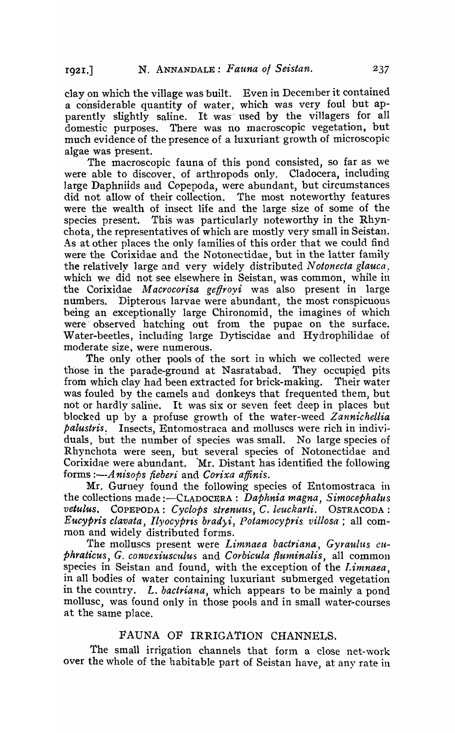clay on which the village was built. Even in December it contained a considerable quantity of water, which was very foul but apparently slightly saline. It was used by the villagers for all domestic purposes. There was no macroscopic vegetation, but much evidence of the presence of a luxuriant growth of microscopic algae was present.

The macroscopic fauna of this pond consisted, so far as we were able to discover, of arthropods only. Cladocera, including large Daphniids and Copepoda, were abundant, but circumstances did not allow of their collection. The most noteworthy features were the wealth of insect life and the large size of some of the species present. This was particularly noteworthy in the Rhynchota, the representatives of which are mostly very small in Seistan. As at other places the only families of this order that we could find were the Corixidae and the Notonectidae, but in the latter family the relatively large and very widely distributed *Notonecta glauca*, which we did not see elsewhere in Seistan, was common, while in the Corixidae *Macrocorisa geffroyi* was also present in large numbers. Dipterous larvae were abundant, the most conspicuous being an exceptionally large Chironomid, the imagines of which were observed hatching out from the pupae on the surface. Water-beetles, including large Dytiscidae and Hydrophilidae of moderate size, were numerous.

The only other pools of the sort in which we collected were those in the parade-ground at Nasratabad. They occupied pits from which clay had been extracted for brick-making. Their water was fouled by the camels and donkeys that frequented them, but not or hardly saline. It was six or seven feet deep in places but blocked up by a profuse growth of the water-weed *Zannichellia palustris*. Insects, Entomostraca and molluscs were rich in individuals, but the number of species was small. No large species of Rhynchota were seen, but several species of Notonectidae and Corixidae were abundant. Mr. Distant has identified the following forms:—*Anisops fieberi* and *Corixa affinis*.

Mr. Gurney found the following species of Entomostraca in the collections made:—CLADOCERA: *Daphnia magna*, *Simocephalus vetulus*. COPEPODA: *Cyclops strenuus*, *C. leuckarti*. OSTRACODA: *Eucypris clavata*, *Ilyocypris bradyi*, *Potamocypris villosa*; all common and widely distributed forms.

The molluscs present were *Limnaea bactriana*, *Gyraulus euphraticus*, *G. convexiusculus* and *Corbicula fluminalis*, all common species in Seistan and found, with the exception of the *Limnaea*, in all bodies of water containing luxuriant submerged vegetation in the country. *L. bactriana*, which appears to be mainly a pond mollusc, was found only in those pools and in small water-courses at the same place.

## FAUNA OF IRRIGATION CHANNELS.

The small irrigation channels that form a close net-work over the whole of the habitable part of Seistan have, at any rate in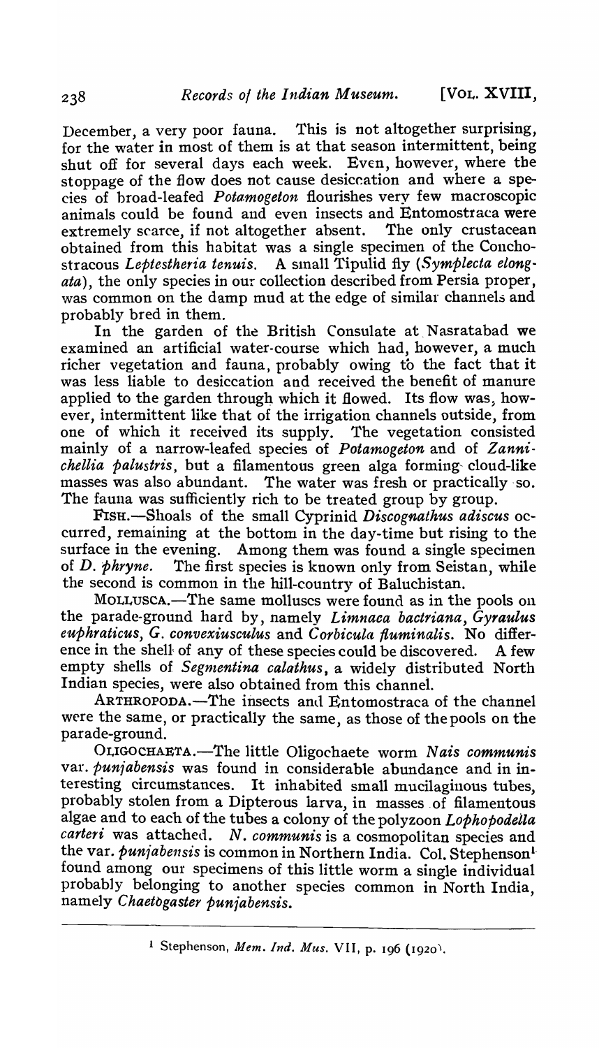December, a very poor fauna. This is not altogether surprising, for the water in most of them is at that season intermittent, being shut off for several days each week. Even, however, where the stoppage of the flow does not cause desiccation and where a species of broad-leafed *Potamogeton* flourishes very few macroscopic animals could be found and even insects and Entomostraca were extremely scarce, if not altogether absent. The only crustacean obtained from this habitat was a single specimen of the Conchostracous *Leptestheria tenuis*. A small Tipulid fly (*Symplecta elongata*), the only species in our collection described from Persia proper, was common on the damp mud at the edge of similar channels and probably bred in them.

In the garden of the British Consulate at Nasratabad we examined an artificial water-course which had, however, a much richer vegetation and fauna, probably owing to the fact that it was less liable to desiccation and received the benefit of manure applied to the garden through which it flowed. Its flow was, however, intermittent like that of the irrigation channels outside, from one of which it received its supply. The vegetation consisted mainly of a narrow-leafed species of *Potamogeton* and of *Zannichellia palustris*, but a filamentous green alga forming cloud-like masses was also abundant. The water was fresh or practically so. The fauna was sufficiently rich to be treated group by group.

FISH.—Shoals of the small Cyprinid *Discognathus adiscus* occurred, remaining at the bottom in the day-time but rising to the surface in the evening. Among them was found a single specimen of *D. phryne*. The first species is known only from Seistan, while the second is common in the hill-country of Baluchistan.

MOLLUSCA.—The same molluscs were found as in the pools on the parade-ground hard by, namely *Limnaea bactriana*, *Gyraulus euphraticus*, *G. convexiusculus* and *Corbicula fluminalis*. No difference in the shell of any of these species could be discovered. A few empty shells of *Segmentina calathus*, a widely distributed North Indian species, were also obtained from this channel.

ARTHROPODA.—The insects and Entomostraca of the channel were the same, or practically the same, as those of the pools on the parade-ground.

OLIGOCHAETA.—The little Oligochaete worm *Nais communis* var. *punjabensis* was found in considerable abundance and in interesting circumstances. It inhabited small mucilaginous tubes, probably stolen from a Dipterous larva, in masses of filamentous algae and to each of the tubes a colony of the polyzoon *Lophopodella carteri* was attached. *N. communis* is a cosmopolitan species and the var. *punjabensis* is common in Northern India. Col. Stephenson[1] found among our specimens of this little worm a single individual probably belonging to another species common in North India, namely *Chaetogaster punjabensis*.

---

[1] Stephenson, *Mem. Ind. Mus.* VII, p. 196 (1920).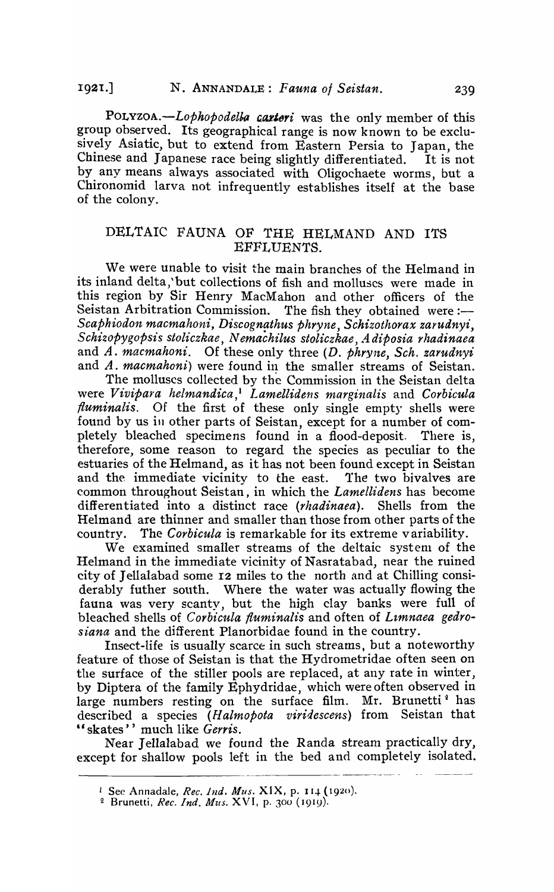**POLYZOA.**—*Lophopodella carteri* was the only member of this group observed. Its geographical range is now known to be exclusively Asiatic, but to extend from Eastern Persia to Japan, the Chinese and Japanese race being slightly differentiated. It is not by any means always associated with Oligochaete worms, but a Chironomid larva not infrequently establishes itself at the base of the colony.

## DELTAIC FAUNA OF THE HELMAND AND ITS EFFLUENTS.

We were unable to visit the main branches of the Helmand in its inland delta, but collections of fish and molluscs were made in this region by Sir Henry MacMahon and other officers of the Seistan Arbitration Commission. The fish they obtained were :— *Scaphiodon macmahoni*, *Discognathus phryne*, *Schizothorax zarudnyi*, *Schizopygopsis stoliczkae*, *Nemachilus stoliczkae*, *Adiposia rhadinaea* and *A. macmahoni*. Of these only three (*D. phryne*, *Sch. zarudnyi* and *A. macmahoni*) were found in the smaller streams of Seistan.

The molluscs collected by the Commission in the Seistan delta were *Vivipara helmandica*,[1] *Lamellidens marginalis* and *Corbicula fluminalis*. Of the first of these only single empty shells were found by us in other parts of Seistan, except for a number of completely bleached specimens found in a flood-deposit. There is, therefore, some reason to regard the species as peculiar to the estuaries of the Helmand, as it has not been found except in Seistan and the immediate vicinity to the east. The two bivalves are common throughout Seistan, in which the *Lamellidens* has become differentiated into a distinct race (*rhadinaea*). Shells from the Helmand are thinner and smaller than those from other parts of the country. The *Corbicula* is remarkable for its extreme variability.

We examined smaller streams of the deltaic system of the Helmand in the immediate vicinity of Nasratabad, near the ruined city of Jellalabad some 12 miles to the north and at Chilling considerably futher south. Where the water was actually flowing the fauna was very scanty, but the high clay banks were full of bleached shells of *Corbicula fluminalis* and often of *Limnaea gedrosiana* and the different Planorbidae found in the country.

Insect-life is usually scarce in such streams, but a noteworthy feature of those of Seistan is that the Hydrometridae often seen on the surface of the stiller pools are replaced, at any rate in winter, by Diptera of the family Ephydridae, which were often observed in large numbers resting on the surface film. Mr. Brunetti[2] has described a species (*Halmopota viridescens*) from Seistan that "skates" much like *Gerris*.

Near Jellalabad we found the Randa stream practically dry, except for shallow pools left in the bed and completely isolated.

---

[1] See Annadale, *Rec. Ind. Mus.* XIX, p. 114 (1920).

[2] Brunetti, *Rec. Ind. Mus.* XVI, p. 300 (1919).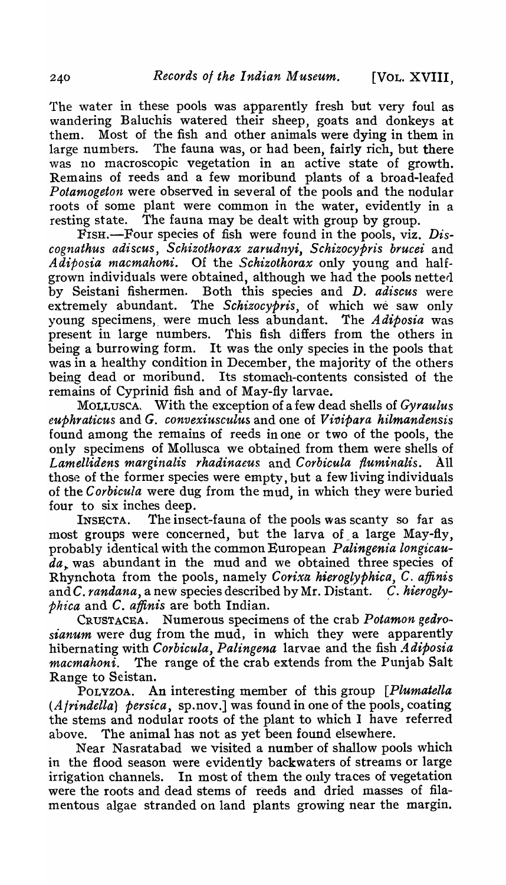The water in these pools was apparently fresh but very foul as wandering Baluchis watered their sheep, goats and donkeys at them. Most of the fish and other animals were dying in them in large numbers. The fauna was, or had been, fairly rich, but there was no macroscopic vegetation in an active state of growth. Remains of reeds and a few moribund plants of a broad-leafed *Potamogeton* were observed in several of the pools and the nodular roots of some plant were common in the water, evidently in a resting state. The fauna may be dealt with group by group.

FISH.—Four species of fish were found in the pools, viz. *Discognathus adiscus*, *Schizothorax zarudnyi*, *Schizocypris brucei* and *Adiposia macmahoni*. Of the *Schizothorax* only young and half-grown individuals were obtained, although we had the pools netted by Seistani fishermen. Both this species and *D. adiscus* were extremely abundant. The *Schizocypris*, of which we saw only young specimens, were much less abundant. The *Adiposia* was present in large numbers. This fish differs from the others in being a burrowing form. It was the only species in the pools that was in a healthy condition in December, the majority of the others being dead or moribund. Its stomach-contents consisted of the remains of Cyprinid fish and of May-fly larvae.

MOLLUSCA. With the exception of a few dead shells of *Gyraulus euphraticus* and *G. convexiusculus* and one of *Vivipara hilmandensis* found among the remains of reeds in one or two of the pools, the only specimens of Mollusca we obtained from them were shells of *Lamellidens marginalis rhadinaeus* and *Corbicula fluminalis*. All those of the former species were empty, but a few living individuals of the *Corbicula* were dug from the mud, in which they were buried four to six inches deep.

INSECTA. The insect-fauna of the pools was scanty so far as most groups were concerned, but the larva of a large May-fly, probably identical with the common European *Palingenia longicauda*, was abundant in the mud and we obtained three species of Rhynchota from the pools, namely *Corixa hieroglyphica*, *C. affinis* and *C. randana*, a new species described by Mr. Distant. *C. hieroglyphica* and *C. affinis* are both Indian.

CRUSTACEA. Numerous specimens of the crab *Potamon gedrosianum* were dug from the mud, in which they were apparently hibernating with *Corbicula*, *Palingena* larvae and the fish *Adiposia macmahoni*. The range of the crab extends from the Punjab Salt Range to Seistan.

POLYZOA. An interesting member of this group [*Plumatella* (*Afrindella*) *persica*, sp.nov.] was found in one of the pools, coating the stems and nodular roots of the plant to which I have referred above. The animal has not as yet been found elsewhere.

Near Nasratabad we visited a number of shallow pools which in the flood season were evidently backwaters of streams or large irrigation channels. In most of them the only traces of vegetation were the roots and dead stems of reeds and dried masses of filamentous algae stranded on land plants growing near the margin.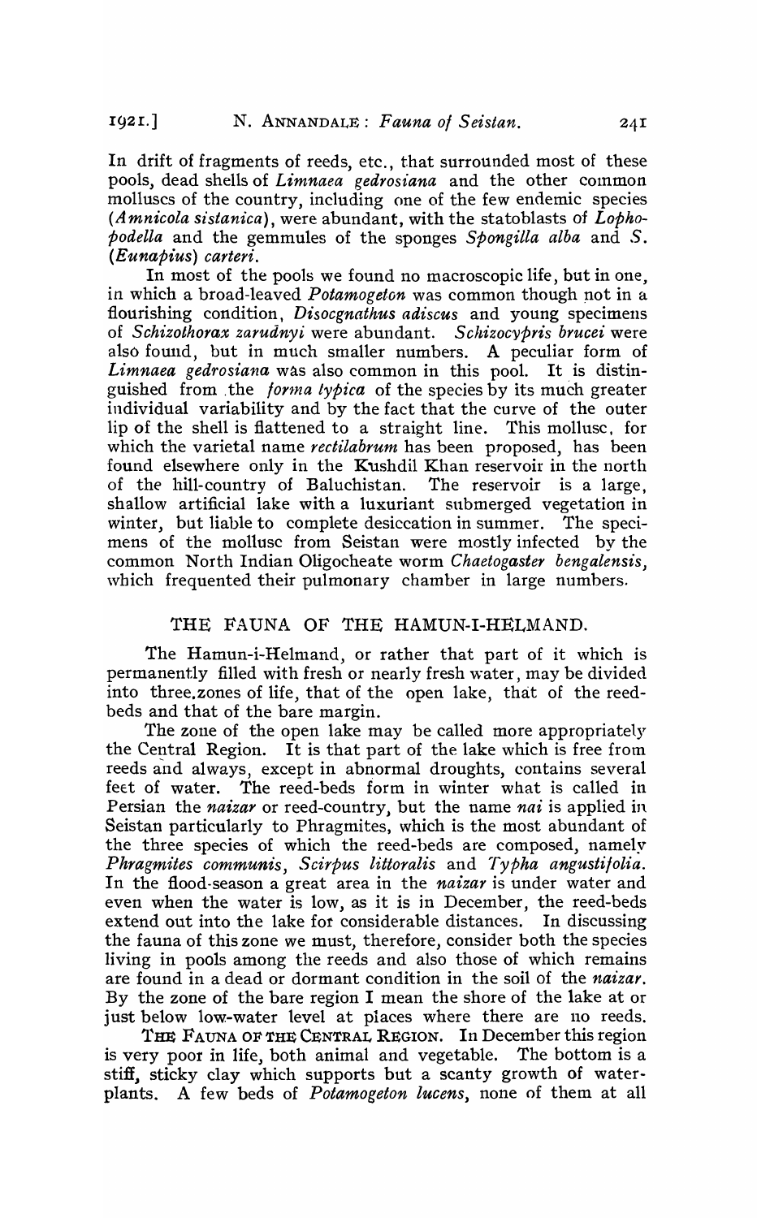In drift of fragments of reeds, etc., that surrounded most of these pools, dead shells of *Limnaea gedrosiana* and the other common molluscs of the country, including one of the few endemic species (*Amnicola sistanica*), were abundant, with the statoblasts of *Lophopodella* and the gemmules of the sponges *Spongilla alba* and *S.* (*Eunapius*) *carteri*.

In most of the pools we found no macroscopic life, but in one, in which a broad-leaved *Potamogeton* was common though not in a flourishing condition, *Disocgnathus adiscus* and young specimens of *Schizothorax zarudnyi* were abundant. *Schizocypris brucei* were also found, but in much smaller numbers. A peculiar form of *Limnaea gedrosiana* was also common in this pool. It is distinguished from the *forma typica* of the species by its much greater individual variability and by the fact that the curve of the outer lip of the shell is flattened to a straight line. This mollusc, for which the varietal name *rectilabrum* has been proposed, has been found elsewhere only in the Kushdil Khan reservoir in the north of the hill-country of Baluchistan. The reservoir is a large, shallow artificial lake with a luxuriant submerged vegetation in winter, but liable to complete desiccation in summer. The specimens of the mollusc from Seistan were mostly infected by the common North Indian Oligocheate worm *Chaetogaster bengalensis*, which frequented their pulmonary chamber in large numbers.

## THE FAUNA OF THE HAMUN-I-HELMAND.

The Hamun-i-Helmand, or rather that part of it which is permanently filled with fresh or nearly fresh water, may be divided into three zones of life, that of the open lake, that of the reed-beds and that of the bare margin.

The zone of the open lake may be called more appropriately the Central Region. It is that part of the lake which is free from reeds and always, except in abnormal droughts, contains several feet of water. The reed-beds form in winter what is called in Persian the *naizar* or reed-country, but the name *nai* is applied in Seistan particularly to Phragmites, which is the most abundant of the three species of which the reed-beds are composed, namely *Phragmites communis*, *Scirpus littoralis* and *Typha angustifolia*. In the flood-season a great area in the *naizar* is under water and even when the water is low, as it is in December, the reed-beds extend out into the lake for considerable distances. In discussing the fauna of this zone we must, therefore, consider both the species living in pools among the reeds and also those of which remains are found in a dead or dormant condition in the soil of the *naizar*. By the zone of the bare region I mean the shore of the lake at or just below low-water level at places where there are no reeds.

THE FAUNA OF THE CENTRAL REGION. In December this region is very poor in life, both animal and vegetable. The bottom is a stiff, sticky clay which supports but a scanty growth of water-plants. A few beds of *Potamogeton lucens*, none of them at all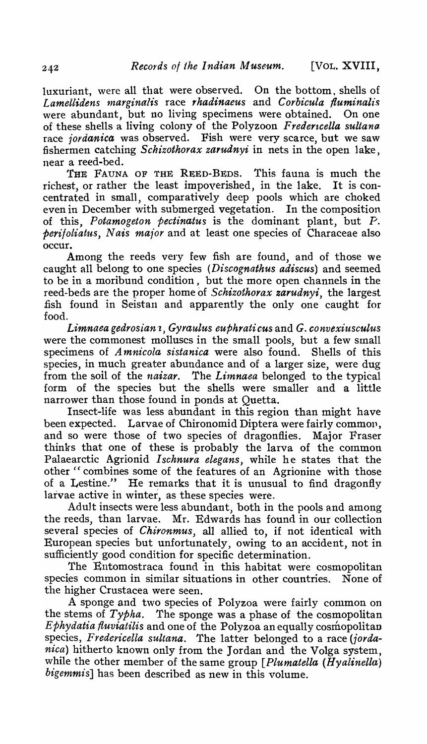luxuriant, were all that were observed. On the bottom, shells of *Lamellidens marginalis* race *rhadinaeus* and *Corbicula fluminalis* were abundant, but no living specimens were obtained. On one of these shells a living colony of the Polyzoon *Fredericella sultana* race *jordanica* was observed. Fish were very scarce, but we saw fishermen catching *Schizothorax zarudnyi* in nets in the open lake, near a reed-bed.

THE FAUNA OF THE REED-BEDS. This fauna is much the richest, or rather the least impoverished, in the lake. It is concentrated in small, comparatively deep pools which are choked even in December with submerged vegetation. In the composition of this, *Potamogeton pectinatus* is the dominant plant, but *P. perifoliatus*, *Nais major* and at least one species of Characeae also occur.

Among the reeds very few fish are found, and of those we caught all belong to one species (*Discognathus adiscus*) and seemed to be in a moribund condition, but the more open channels in the reed-beds are the proper home of *Schizothorax zarudnyi*, the largest fish found in Seistan and apparently the only one caught for food.

*Limnaea gedrosiana*, *Gyraulus euphraticus* and *G. convexiusculus* were the commonest molluscs in the small pools, but a few small specimens of *Amnicola sistanica* were also found. Shells of this species, in much greater abundance and of a larger size, were dug from the soil of the *naizar*. The *Limnaea* belonged to the typical form of the species but the shells were smaller and a little narrower than those found in ponds at Quetta.

Insect-life was less abundant in this region than might have been expected. Larvae of Chironomid Diptera were fairly common, and so were those of two species of dragonflies. Major Fraser thinks that one of these is probably the larva of the common Palaearctic Agrionid *Ischnura elegans*, while he states that the other "combines some of the features of an Agrionine with those of a Lestine." He remarks that it is unusual to find dragonfly larvae active in winter, as these species were.

Adult insects were less abundant, both in the pools and among the reeds, than larvae. Mr. Edwards has found in our collection several species of *Chironmus*, all allied to, if not identical with European species but unfortunately, owing to an accident, not in sufficiently good condition for specific determination.

The Entomostraca found in this habitat were cosmopolitan species common in similar situations in other countries. None of the higher Crustacea were seen.

A sponge and two species of Polyzoa were fairly common on the stems of *Typha*. The sponge was a phase of the cosmopolitan *Ephydatia fluviatilis* and one of the Polyzoa an equally cosmopolitan species, *Fredericella sultana*. The latter belonged to a race (*jordanica*) hitherto known only from the Jordan and the Volga system, while the other member of the same group [*Plumatella* (*Hyalinella*) *bigemmis*] has been described as new in this volume.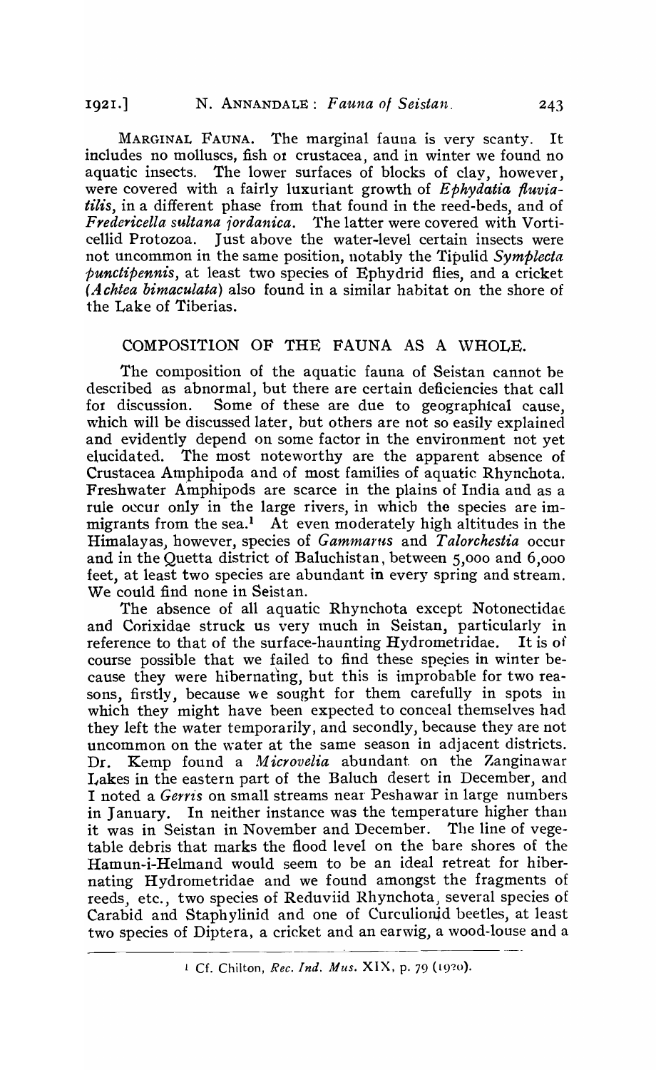**Marginal Fauna.** The marginal fauna is very scanty. It includes no molluscs, fish or crustacea, and in winter we found no aquatic insects. The lower surfaces of blocks of clay, however, were covered with a fairly luxuriant growth of *Ephydatia fluviatilis*, in a different phase from that found in the reed-beds, and of *Fredericella sultana jordanica*. The latter were covered with Vorticellid Protozoa. Just above the water-level certain insects were not uncommon in the same position, notably the Tipulid *Symplecta punctipennis*, at least two species of Ephydrid flies, and a cricket (*Achtea bimaculata*) also found in a similar habitat on the shore of the Lake of Tiberias.

## COMPOSITION OF THE FAUNA AS A WHOLE.

The composition of the aquatic fauna of Seistan cannot be described as abnormal, but there are certain deficiencies that call for discussion. Some of these are due to geographical cause, which will be discussed later, but others are not so easily explained and evidently depend on some factor in the environment not yet elucidated. The most noteworthy are the apparent absence of Crustacea Amphipoda and of most families of aquatic Rhynchota. Freshwater Amphipods are scarce in the plains of India and as a rule occur only in the large rivers, in which the species are immigrants from the sea.[1] At even moderately high altitudes in the Himalayas, however, species of *Gammarus* and *Talorchestia* occur and in the Quetta district of Baluchistan, between 5,000 and 6,000 feet, at least two species are abundant in every spring and stream. We could find none in Seistan.

The absence of all aquatic Rhynchota except Notonectidae and Corixidae struck us very much in Seistan, particularly in reference to that of the surface-haunting Hydrometridae. It is of course possible that we failed to find these species in winter because they were hibernating, but this is improbable for two reasons, firstly, because we sought for them carefully in spots in which they might have been expected to conceal themselves had they left the water temporarily, and secondly, because they are not uncommon on the water at the same season in adjacent districts. Dr. Kemp found a *Microvelia* abundant on the Zanginawar Lakes in the eastern part of the Baluch desert in December, and I noted a *Gerris* on small streams near Peshawar in large numbers in January. In neither instance was the temperature higher than it was in Seistan in November and December. The line of vegetable debris that marks the flood level on the bare shores of the Hamun-i-Helmand would seem to be an ideal retreat for hibernating Hydrometridae and we found amongst the fragments of reeds, etc., two species of Reduviid Rhynchota, several species of Carabid and Staphylinid and one of Curculionid beetles, at least two species of Diptera, a cricket and an earwig, a wood-louse and a

[1] Cf. Chilton, *Rec. Ind. Mus.* XIX, p. 79 (1920).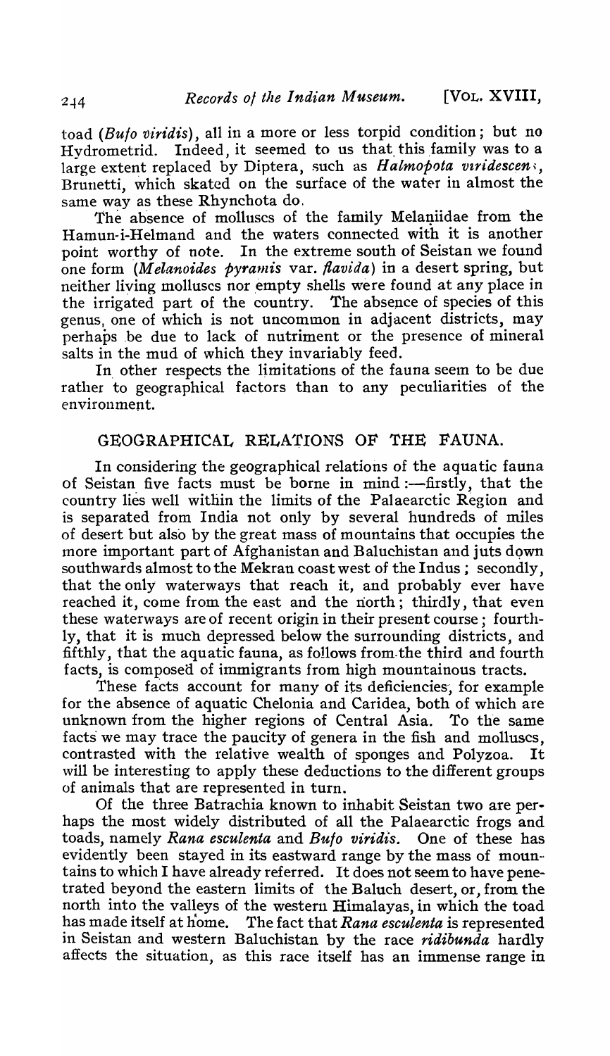toad (*Bufo viridis*), all in a more or less torpid condition; but no Hydrometrid. Indeed, it seemed to us that this family was to a large extent replaced by Diptera, such as *Halmopota viridescens*, Brunetti, which skated on the surface of the water in almost the same way as these Rhynchota do.

The absence of molluscs of the family Melaniidae from the Hamun-i-Helmand and the waters connected with it is another point worthy of note. In the extreme south of Seistan we found one form (*Melanoides pyramis* var. *flavida*) in a desert spring, but neither living molluscs nor empty shells were found at any place in the irrigated part of the country. The absence of species of this genus, one of which is not uncommon in adjacent districts, may perhaps be due to lack of nutriment or the presence of mineral salts in the mud of which they invariably feed.

In other respects the limitations of the fauna seem to be due rather to geographical factors than to any peculiarities of the environment.

## GEOGRAPHICAL RELATIONS OF THE FAUNA.

In considering the geographical relations of the aquatic fauna of Seistan five facts must be borne in mind :—firstly, that the country lies well within the limits of the Palaearctic Region and is separated from India not only by several hundreds of miles of desert but also by the great mass of mountains that occupies the more important part of Afghanistan and Baluchistan and juts down southwards almost to the Mekran coast west of the Indus; secondly, that the only waterways that reach it, and probably ever have reached it, come from the east and the north; thirdly, that even these waterways are of recent origin in their present course; fourthly, that it is much depressed below the surrounding districts, and fifthly, that the aquatic fauna, as follows from the third and fourth facts, is composed of immigrants from high mountainous tracts.

These facts account for many of its deficiencies, for example for the absence of aquatic Chelonia and Caridea, both of which are unknown from the higher regions of Central Asia. To the same facts we may trace the paucity of genera in the fish and molluscs, contrasted with the relative wealth of sponges and Polyzoa. It will be interesting to apply these deductions to the different groups of animals that are represented in turn.

Of the three Batrachia known to inhabit Seistan two are perhaps the most widely distributed of all the Palaearctic frogs and toads, namely *Rana esculenta* and *Bufo viridis*. One of these has evidently been stayed in its eastward range by the mass of mountains to which I have already referred. It does not seem to have penetrated beyond the eastern limits of the Baluch desert, or, from the north into the valleys of the western Himalayas, in which the toad has made itself at home. The fact that *Rana esculenta* is represented in Seistan and western Baluchistan by the race *ridibunda* hardly affects the situation, as this race itself has an immense range in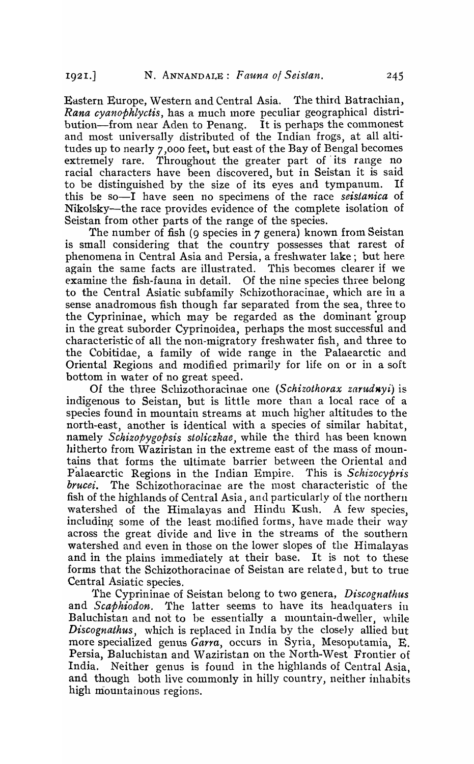Eastern Europe, Western and Central Asia. The third Batrachian, *Rana cyanophlyctis*, has a much more peculiar geographical distribution—from near Aden to Penang. It is perhaps the commonest and most universally distributed of the Indian frogs, at all altitudes up to nearly 7,000 feet, but east of the Bay of Bengal becomes extremely rare. Throughout the greater part of its range no racial characters have been discovered, but in Seistan it is said to be distinguished by the size of its eyes and tympanum. If this be so—I have seen no specimens of the race *seistanica* of Nikolsky—the race provides evidence of the complete isolation of Seistan from other parts of the range of the species.

The number of fish (9 species in 7 genera) known from Seistan is small considering that the country possesses that rarest of phenomena in Central Asia and Persia, a freshwater lake; but here again the same facts are illustrated. This becomes clearer if we examine the fish-fauna in detail. Of the nine species three belong to the Central Asiatic subfamily Schizothoracinae, which are in a sense anadromous fish though far separated from the sea, three to the Cyprininae, which may be regarded as the dominant group in the great suborder Cyprinoidea, perhaps the most successful and characteristic of all the non-migratory freshwater fish, and three to the Cobitidae, a family of wide range in the Palaearctic and Oriental Regions and modified primarily for life on or in a soft bottom in water of no great speed.

Of the three Schizothoracinae one (*Schizothorax zarudnyi*) is indigenous to Seistan, but is little more than a local race of a species found in mountain streams at much higher altitudes to the north-east, another is identical with a species of similar habitat, namely *Schizopygopsis stoliczkae*, while the third has been known hitherto from Waziristan in the extreme east of the mass of mountains that forms the ultimate barrier between the Oriental and Palaearctic Regions in the Indian Empire. This is *Schizocypris brucei*. The Schizothoracinae are the most characteristic of the fish of the highlands of Central Asia, and particularly of the northern watershed of the Himalayas and Hindu Kush. A few species, including some of the least modified forms, have made their way across the great divide and live in the streams of the southern watershed and even in those on the lower slopes of the Himalayas and in the plains immediately at their base. It is not to these forms that the Schizothoracinae of Seistan are related, but to true Central Asiatic species.

The Cyprininae of Seistan belong to two genera, *Discognathus* and *Scaphiodon*. The latter seems to have its headquaters in Baluchistan and not to be essentially a mountain-dweller, while *Discognathus*, which is replaced in India by the closely allied but more specialized genus *Garra*, occurs in Syria, Mesopotamia, E. Persia, Baluchistan and Waziristan on the North-West Frontier of India. Neither genus is found in the highlands of Central Asia, and though both live commonly in hilly country, neither inhabits high mountainous regions.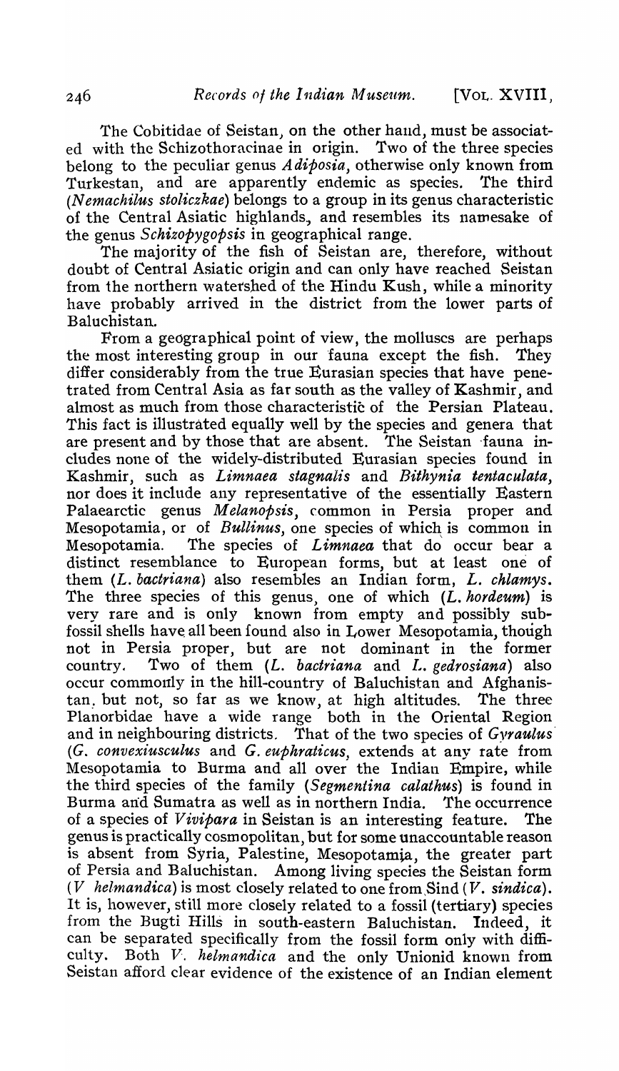The Cobitidae of Seistan, on the other hand, must be associated with the Schizothoracinae in origin. Two of the three species belong to the peculiar genus *Adiposia*, otherwise only known from Turkestan, and are apparently endemic as species. The third (*Nemachilus stoliczkae*) belongs to a group in its genus characteristic of the Central Asiatic highlands, and resembles its namesake of the genus *Schizopygopsis* in geographical range.

The majority of the fish of Seistan are, therefore, without doubt of Central Asiatic origin and can only have reached Seistan from the northern watershed of the Hindu Kush, while a minority have probably arrived in the district from the lower parts of Baluchistan.

From a geographical point of view, the molluscs are perhaps the most interesting group in our fauna except the fish. They differ considerably from the true Eurasian species that have penetrated from Central Asia as far south as the valley of Kashmir, and almost as much from those characteristic of the Persian Plateau. This fact is illustrated equally well by the species and genera that are present and by those that are absent. The Seistan fauna includes none of the widely-distributed Eurasian species found in Kashmir, such as *Limnaea stagnalis* and *Bithynia tentaculata*, nor does it include any representative of the essentially Eastern Palaearctic genus *Melanopsis*, common in Persia proper and Mesopotamia, or of *Bullinus*, one species of which is common in Mesopotamia. The species of *Limnaea* that do occur bear a distinct resemblance to European forms, but at least one of them (*L. bactriana*) also resembles an Indian form, *L. chlamys*. The three species of this genus, one of which (*L. hordeum*) is very rare and is only known from empty and possibly subfossil shells have all been found also in Lower Mesopotamia, though not in Persia proper, but are not dominant in the former country. Two of them (*L. bactriana* and *L. gedrosiana*) also occur commonly in the hill-country of Baluchistan and Afghanistan, but not, so far as we know, at high altitudes. The three Planorbidae have a wide range both in the Oriental Region and in neighbouring districts. That of the two species of *Gyraulus* (*G. convexiusculus* and *G. euphraticus*, extends at any rate from Mesopotamia to Burma and all over the Indian Empire, while the third species of the family (*Segmentina calathus*) is found in Burma and Sumatra as well as in northern India. The occurrence of a species of *Vivipara* in Seistan is an interesting feature. The genus is practically cosmopolitan, but for some unaccountable reason is absent from Syria, Palestine, Mesopotamia, the greater part of Persia and Baluchistan. Among living species the Seistan form (*V helmandica*) is most closely related to one from Sind (*V. sindica*). It is, however, still more closely related to a fossil (tertiary) species from the Bugti Hills in south-eastern Baluchistan. Indeed, it can be separated specifically from the fossil form only with difficulty. Both *V. helmandica* and the only Unionid known from Seistan afford clear evidence of the existence of an Indian element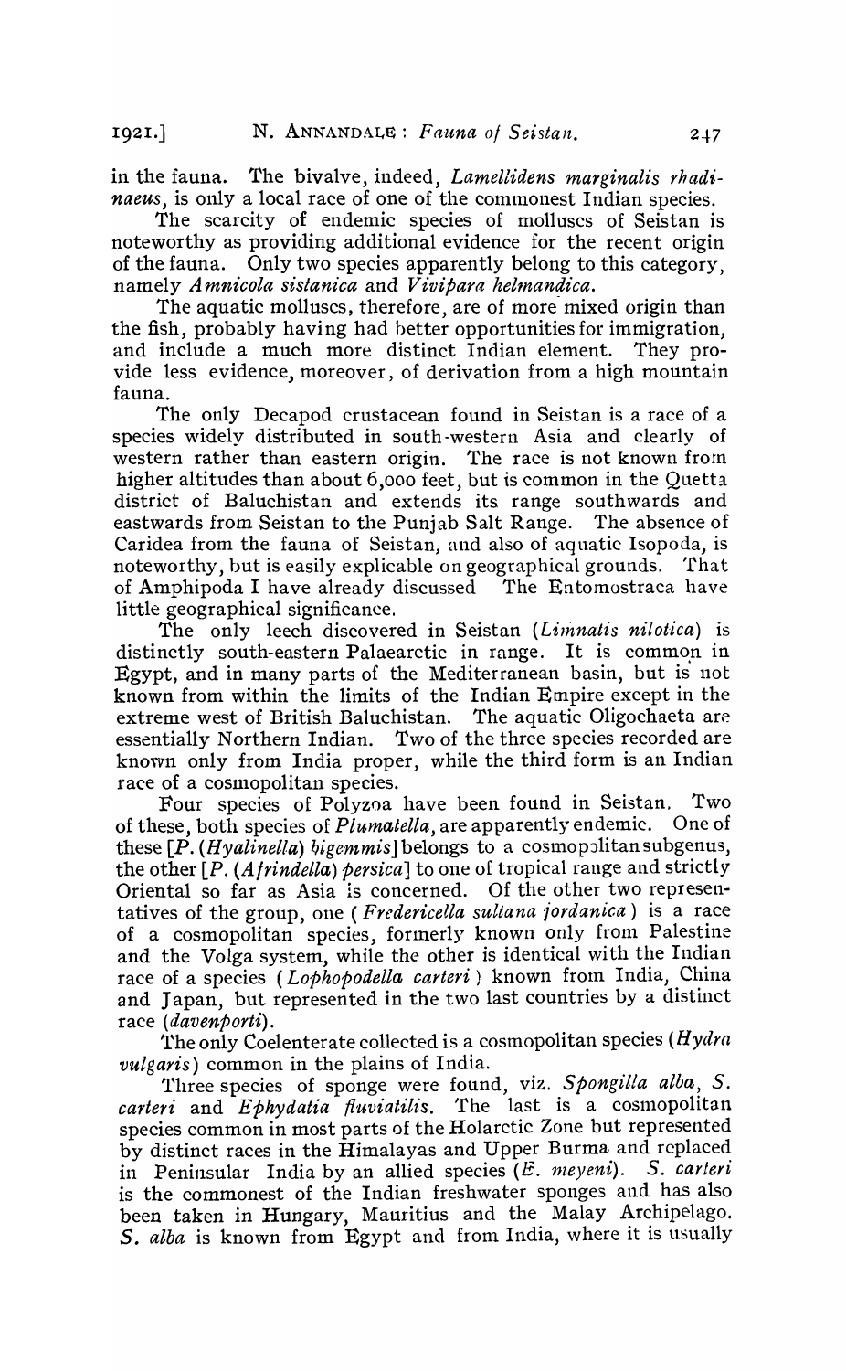in the fauna. The bivalve, indeed, *Lamellidens marginalis rhadinaeus*, is only a local race of one of the commonest Indian species.

The scarcity of endemic species of molluscs of Seistan is noteworthy as providing additional evidence for the recent origin of the fauna. Only two species apparently belong to this category, namely *Amnicola sistanica* and *Vivipara helmandica*.

The aquatic molluscs, therefore, are of more mixed origin than the fish, probably having had better opportunities for immigration, and include a much more distinct Indian element. They provide less evidence, moreover, of derivation from a high mountain fauna.

The only Decapod crustacean found in Seistan is a race of a species widely distributed in south-western Asia and clearly of western rather than eastern origin. The race is not known from higher altitudes than about 6,000 feet, but is common in the Quetta district of Baluchistan and extends its range southwards and eastwards from Seistan to the Punjab Salt Range. The absence of Caridea from the fauna of Seistan, and also of aquatic Isopoda, is noteworthy, but is easily explicable on geographical grounds. That of Amphipoda I have already discussed The Entomostraca have little geographical significance.

The only leech discovered in Seistan (*Limnatis nilotica*) is distinctly south-eastern Palaearctic in range. It is common in Egypt, and in many parts of the Mediterranean basin, but is not known from within the limits of the Indian Empire except in the extreme west of British Baluchistan. The aquatic Oligochaeta are essentially Northern Indian. Two of the three species recorded are known only from India proper, while the third form is an Indian race of a cosmopolitan species.

Four species of Polyzoa have been found in Seistan. Two of these, both species of *Plumatella*, are apparently endemic. One of these [*P.* (*Hyalinella*) *bigemmis*] belongs to a cosmopolitan subgenus, the other [*P.* (*Afrindella*) *persica*] to one of tropical range and strictly Oriental so far as Asia is concerned. Of the other two representatives of the group, one (*Fredericella sultana jordanica*) is a race of a cosmopolitan species, formerly known only from Palestine and the Volga system, while the other is identical with the Indian race of a species (*Lophopodella carteri*) known from India, China and Japan, but represented in the two last countries by a distinct race (*davenporti*).

The only Coelenterate collected is a cosmopolitan species (*Hydra vulgaris*) common in the plains of India.

Three species of sponge were found, viz. *Spongilla alba*, *S. carteri* and *Ephydatia fluviatilis*. The last is a cosmopolitan species common in most parts of the Holarctic Zone but represented by distinct races in the Himalayas and Upper Burma and replaced in Peninsular India by an allied species (*E. meyeni*). *S. carteri* is the commonest of the Indian freshwater sponges and has also been taken in Hungary, Mauritius and the Malay Archipelago. *S. alba* is known from Egypt and from India, where it is usually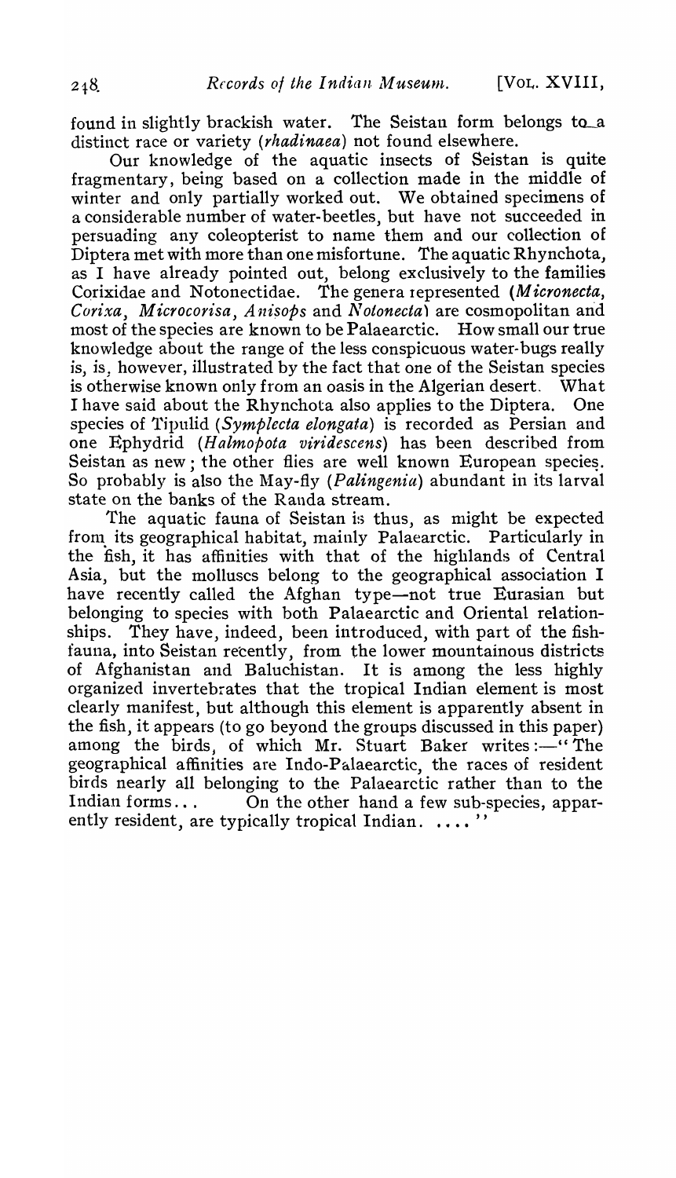found in slightly brackish water. The Seistan form belongs to a distinct race or variety (*rhadinaea*) not found elsewhere.

Our knowledge of the aquatic insects of Seistan is quite fragmentary, being based on a collection made in the middle of winter and only partially worked out. We obtained specimens of a considerable number of water-beetles, but have not succeeded in persuading any coleopterist to name them and our collection of Diptera met with more than one misfortune. The aquatic Rhynchota, as I have already pointed out, belong exclusively to the families Corixidae and Notonectidae. The genera represented (*Micronecta, Corixa, Microcorisa, Anisops* and *Notonecta*) are cosmopolitan and most of the species are known to be Palaearctic. How small our true knowledge about the range of the less conspicuous water-bugs really is, is, however, illustrated by the fact that one of the Seistan species is otherwise known only from an oasis in the Algerian desert. What I have said about the Rhynchota also applies to the Diptera. One species of Tipulid (*Symplecta elongata*) is recorded as Persian and one Ephydrid (*Halmopota viridescens*) has been described from Seistan as new; the other flies are well known European species. So probably is also the May-fly (*Palingenia*) abundant in its larval state on the banks of the Randa stream.

The aquatic fauna of Seistan is thus, as might be expected from its geographical habitat, mainly Palaearctic. Particularly in the fish, it has affinities with that of the highlands of Central Asia, but the molluscs belong to the geographical association I have recently called the Afghan type—not true Eurasian but belonging to species with both Palaearctic and Oriental relationships. They have, indeed, been introduced, with part of the fish-fauna, into Seistan recently, from the lower mountainous districts of Afghanistan and Baluchistan. It is among the less highly organized invertebrates that the tropical Indian element is most clearly manifest, but although this element is apparently absent in the fish, it appears (to go beyond the groups discussed in this paper) among the birds, of which Mr. Stuart Baker writes:—"The geographical affinities are Indo-Palaearctic, the races of resident birds nearly all belonging to the Palaearctic rather than to the Indian forms... On the other hand a few sub-species, apparently resident, are typically tropical Indian. ...."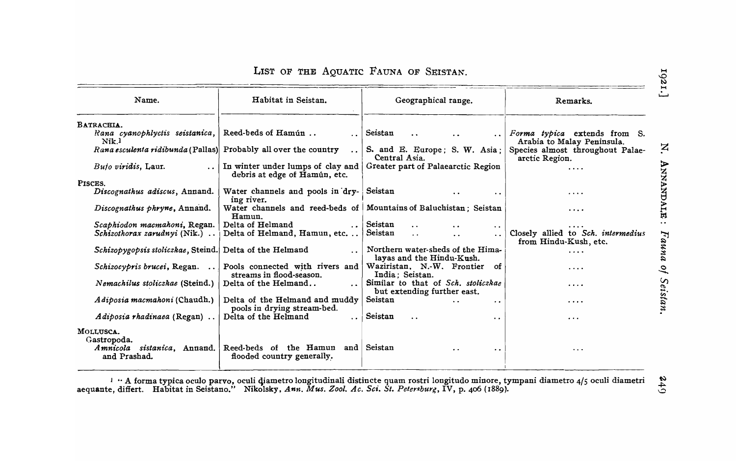## List of the Aquatic Fauna of Seistan.

| Name. | Habitat in Seistan. | Geographical range. | Remarks. |
|---|---|---|---|
| BATRACHIA. | | | |
| *Rana cyanophlyctis seistanica*, Nik.[1] | Reed-beds of Hamún .. .. | Seistan .. .. .. .. | *Forma typica* extends from S. Arabia to Malay Peninsula. |
| *Rana esculenta ridibunda* (Pallas) | Probably all over the country .. | S. and E. Europe; S. W. Asia; Central Asia. | Species almost throughout Palaearctic Region. |
| *Bufo viridis*, Laur. .. | In winter under lumps of clay and debris at edge of Hamún, etc. | Greater part of Palaearctic Region | .... |
| PISCES. | | | |
| *Discognathus adiscus*, Annand. | Water channels and pools in drying river. | Seistan .. .. | .... |
| *Discognathus phryne*, Annand. | Water channels and reed-beds of Hamun. | Mountains of Baluchistan; Seistan | .... |
| *Scaphiodon macmahoni*, Regan. | Delta of Helmand .. | Seistan .. .. .. | .... |
| *Schizothorax zarudnyi* (Nik.) .. | Delta of Helmand, Hamun, etc. .. | Seistan .. .. .. | Closely allied to *Sch. intermedius* from Hindu-Kush, etc. |
| *Schizopygopsis stoliczkae*, Steind. | Delta of the Helmand .. | Northern water-sheds of the Himalayas and the Hindu-Kush. | .... |
| *Schizocypris brucei*, Regan. .. | Pools connected with rivers and streams in flood-season. | Waziristan, N.-W. Frontier of India; Seistan. | .... |
| *Nemachilus stoliczkae* (Steind.) | Delta of the Helmand.. .. | Similar to that of *Sch. stoliczkae* but extending further east. | .... |
| *Adiposia macmahoni* (Chaudh.) | Delta of the Helmand and muddy pools in drying stream-bed. | Seistan .. .. | .... |
| *Adiposia rhadinaea* (Regan) .. | Delta of the Helmand .. | Seistan .. .. | ... |
| MOLLUSCA. | | | |
| Gastropoda. | | | |
| *Amnicola sistanica*, Annand. and Prashad. | Reed-beds of the Hamun and flooded country generally. | Seistan .. .. | ... |

[1] "A forma typica oculo parvo, oculi diametro longitudinali distincte quam rostri longitudo minore, tympani diametro 4/5 oculi diametri aequante, differt. Habitat in Seistano." Nikolsky, *Ann. Mus. Zool. Ac. Sci. St. Petersburg*, IV, p. 406 (1889).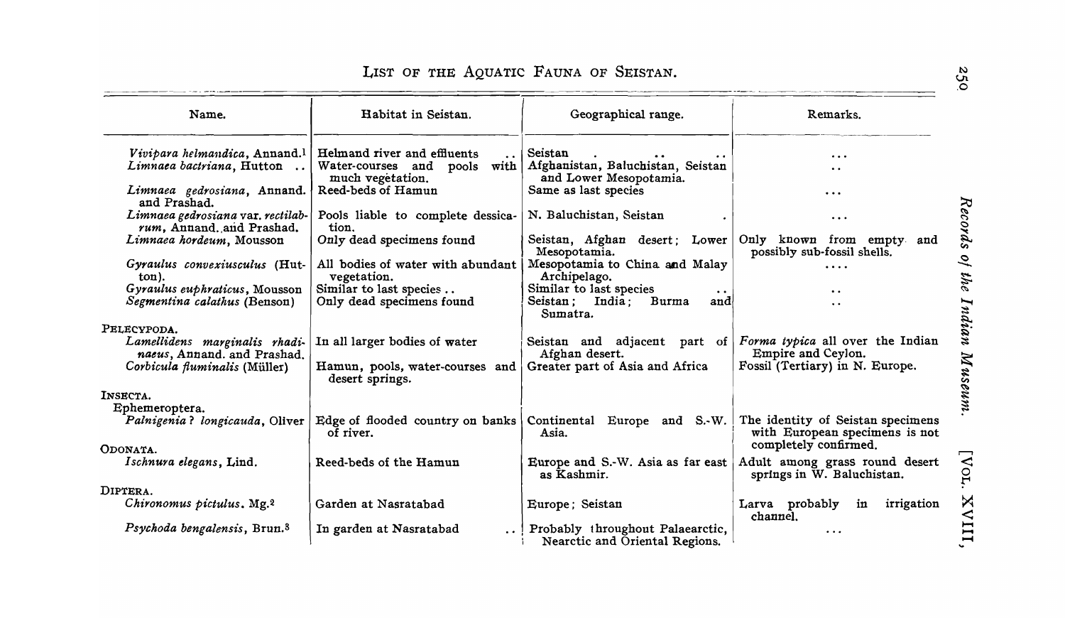# List of the Aquatic Fauna of Seistan.

| Name. | Habitat in Seistan. | Geographical range. | Remarks. |
|---|---|---|---|
| *Vivipara helmandica*, Annand.[1] | Helmand river and effluents .. | Seistan . .. .. | ... |
| *Limnaea bactriana*, Hutton .. | Water-courses and pools with much vegetation. | Afghanistan, Baluchistan, Seistan and Lower Mesopotamia. | .. |
| *Limnaea gedrosiana*, Annand. and Prashad. | Reed-beds of Hamun | Same as last species | ... |
| *Limnaea gedrosiana* var. *rectilabrum*, Annand. and Prashad. | Pools liable to complete dessication. | N. Baluchistan, Seistan . | ... |
| *Limnaea hordeum*, Mousson | Only dead specimens found | Seistan, Afghan desert; Lower Mesopotamia. | Only known from empty and possibly sub-fossil shells. |
| *Gyraulus convexiusculus* (Hutton). | All bodies of water with abundant vegetation. | Mesopotamia to China and Malay Archipelago. | .... |
| *Gyraulus euphraticus*, Mousson | Similar to last species .. | Similar to last species .. | .. |
| *Segmentina calathus* (Benson) | Only dead specimens found | Seistan; India; Burma and Sumatra. | .. |
| PELECYPODA. | | | |
| *Lamellidens marginalis rhadinaeus*, Annand. and Prashad. | In all larger bodies of water | Seistan and adjacent part of Afghan desert. | *Forma typica* all over the Indian Empire and Ceylon. |
| *Corbicula fluminalis* (Müller) | Hamun, pools, water-courses and desert springs. | Greater part of Asia and Africa | Fossil (Tertiary) in N. Europe. |
| INSECTA. | | | |
| Ephemeroptera. | | | |
| *Palnigenia ? longicauda*, Oliver | Edge of flooded country on banks of river. | Continental Europe and S.-W. Asia. | The identity of Seistan specimens with European specimens is not completely confirmed. |
| ODONATA. | | | |
| *Ischnura elegans*, Lind. | Reed-beds of the Hamun | Europe and S.-W. Asia as far east as Kashmir. | Adult among grass round desert springs in W. Baluchistan. |
| DIPTERA. | | | |
| *Chironomus pictulus*. Mg.[2] | Garden at Nasratabad | Europe; Seistan | Larva probably in irrigation channel. |
| *Psychoda bengalensis*, Brun.[3] | In garden at Nasratabad .. | Probably throughout Palaearctic, Nearctic and Oriental Regions. | ... |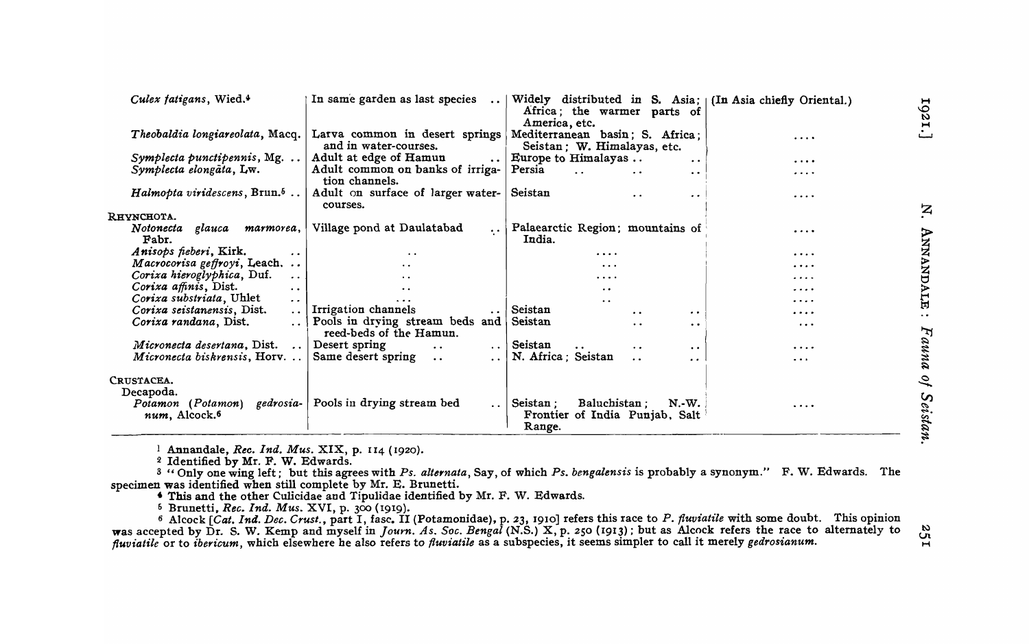| | | | |
|---|---|---|---|
| *Culex fatigans*, Wied.[4] | In same garden as last species .. | Widely distributed in S. Asia; Africa; the warmer parts of America, etc. | (In Asia chiefly Oriental.) |
| *Theobaldia longiareolata*, Macq. | Larva common in desert springs and in water-courses. | Mediterranean basin; S. Africa; Seistan; W. Himalayas, etc. | .... |
| *Symplecta punctipennis*, Mg. .. | Adult at edge of Hamun .. | Europe to Himalayas .. .. | .... |
| *Symplecta elongāta*, Lw. | Adult common on banks of irrigation channels. | Persia .. .. .. | .... |
| *Halmopta viridescens*, Brun.[5] .. | Adult on surface of larger water-courses. | Seistan .. .. | .... |
| RHYNCHOTA. | | | |
| *Notonecta glauca marmorea*, Fabr. | Village pond at Daulatabad .. | Palaearctic Region; mountains of India. | .... |
| *Anisops fieberi*, Kirk. .. | .. | .... | .... |
| *Macrocorisa geffroyi*, Leach. .. | .. | ... | .... |
| *Corixa hieroglyphica*, Duf. .. | .. | .... | .... |
| *Corixa affinis*, Dist. .. | .. | .. | .... |
| *Corixa substriata*, Uhlet .. | ... | .. | .... |
| *Corixa seistanensis*, Dist. .. | Irrigation channels .. | Seistan .. .. | .... |
| *Corixa randana*, Dist. .. | Pools in drying stream beds and reed-beds of the Hamun. | Seistan .. .. | ... |
| *Micronecta desertana*, Dist. .. | Desert spring .. .. | Seistan .. .. .. | .... |
| *Micronecta biskrensis*, Horv. .. | Same desert spring .. .. | N. Africa; Seistan .. .. | ... |
| CRUSTACEA. | | | |
| Decapoda. | | | |
| *Potamon (Potamon) gedrosianum*, Alcock.[6] | Pools in drying stream bed .. | Seistan; Baluchistan; N.-W. Frontier of India Punjab, Salt Range. | .... |

[1] Annandale, *Rec. Ind. Mus.* XIX, p. 114 (1920).

[2] Identified by Mr. F. W. Edwards.

[3] "Only one wing left; but this agrees with *Ps. alternata*, Say, of which *Ps. bengalensis* is probably a synonym." F. W. Edwards. The specimen was identified when still complete by Mr. E. Brunetti.

[4] This and the other Culicidae and Tipulidae identified by Mr. F. W. Edwards.

[5] Brunetti, *Rec. Ind. Mus.* XVI, p. 300 (1919).

[6] Alcock [*Cat. Ind. Dec. Crust.*, part I, fasc. II (Potamonidae), p. 23, 1910] refers this race to *P. fluviatile* with some doubt. This opinion was accepted by Dr. S. W. Kemp and myself in *Journ. As. Soc. Bengal* (N.S.) X, p. 250 (1913); but as Alcock refers the race to alternately to *fluviatile* or to *ibericum*, which elsewhere he also refers to *fluviatile* as a subspecies, it seems simpler to call it merely *gedrosianum*.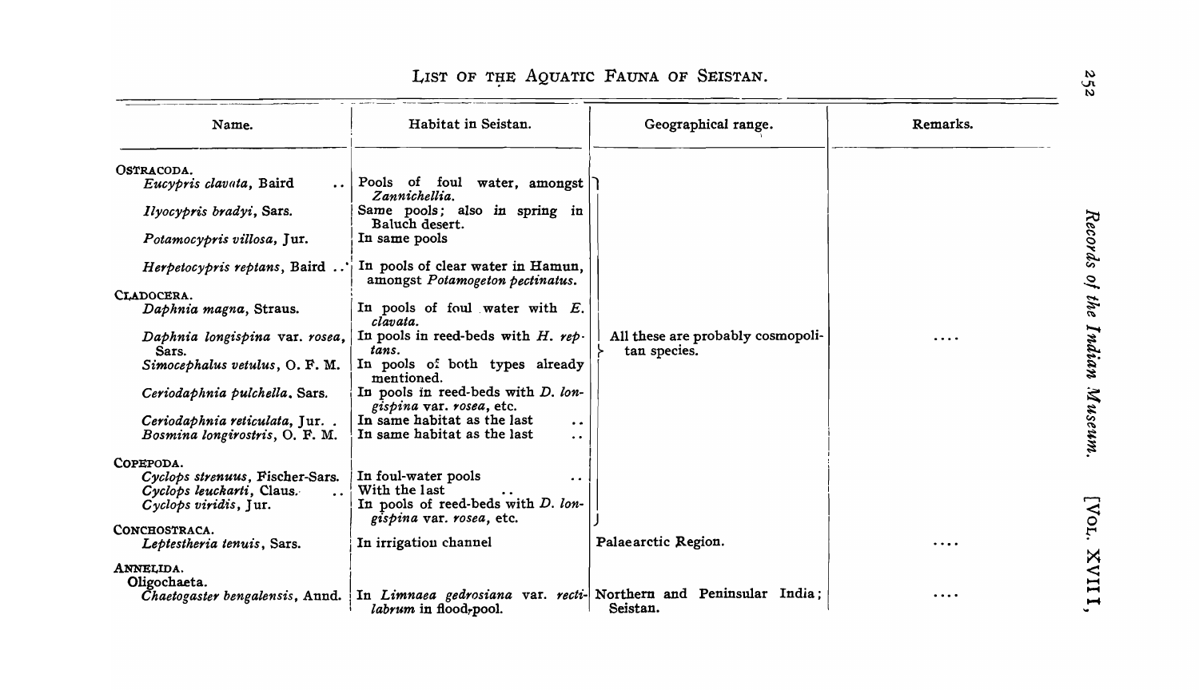# List of the Aquatic Fauna of Seistan.

| Name. | Habitat in Seistan. | Geographical range. | Remarks. |
|---|---|---|---|
| OSTRACODA. | | | |
| *Eucypris clavata*, Baird .. | Pools of foul water, amongst *Zannichellia*. | All these are probably cosmopolitan species. | .... |
| *Ilyocypris bradyi*, Sars. | Same pools; also in spring in Baluch desert. | | |
| *Potamocypris villosa*, Jur. | In same pools | | |
| *Herpetocypris reptans*, Baird .. | In pools of clear water in Hamun, amongst *Potamogeton pectinatus*. | | |
| CLADOCERA. | | | |
| *Daphnia magna*, Straus. | In pools of foul water with *E. clavata*. | | |
| *Daphnia longispina* var. *rosea*, Sars. | In pools in reed-beds with *H. reptans*. | | |
| *Simocephalus vetulus*, O. F. M. | In pools of both types already mentioned. | | |
| *Ceriodaphnia pulchella*, Sars. | In pools in reed-beds with *D. longispina* var. *rosea*, etc. | | |
| *Ceriodaphnia reticulata*, Jur. . | In same habitat as the last .. | | |
| *Bosmina longirostris*, O. F. M. | In same habitat as the last .. | | |
| COPEPODA. | | | |
| *Cyclops strenuus*, Fischer-Sars. | In foul-water pools .. | | |
| *Cyclops leuckarti*, Claus. .. | With the last .. | | |
| *Cyclops viridis*, Jur. | In pools of reed-beds with *D. longispina* var. *rosea*, etc. | | |
| CONCHOSTRACA. | | | |
| *Leptestheria tenuis*, Sars. | In irrigation channel | Palaearctic Region. | .... |
| ANNELIDA. | | | |
| Oligochaeta. | | | |
| *Chaetogaster bengalensis*, Annd. | In *Limnaea gedrosiana* var. *rectilabrum* in flood-pool. | Northern and Peninsular India; Seistan. | .... |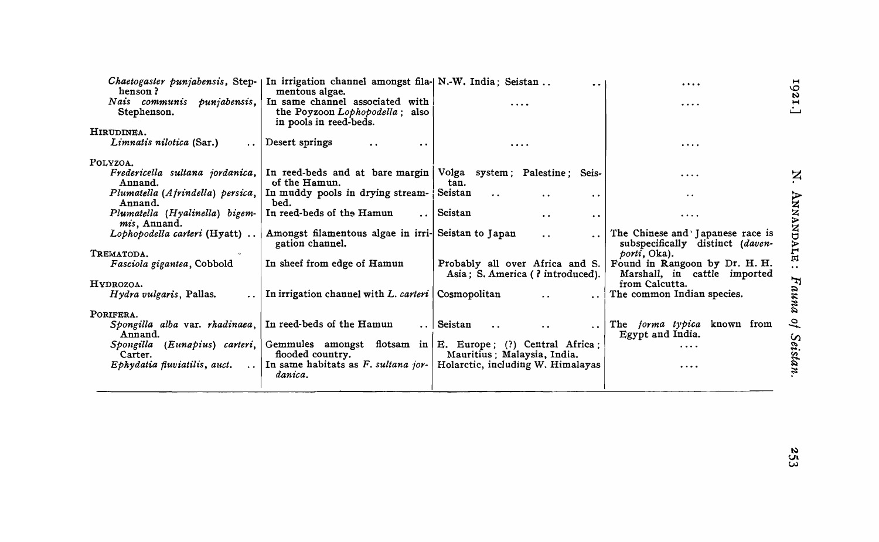| | | | |
|---|---|---|---|
| *Chaetogaster punjabensis*, Stephenson ? | In irrigation channel amongst filamentous algae. | N.-W. India; Seistan .. | .... |
| *Nais communis punjabensis*, Stephenson. | In same channel associated with the Poyzoon *Lophopodella*; also in pools in reed-beds. | .... | .... |
| HIRUDINEA. | | | |
| *Limnatis nilotica* (Sar.) .. | Desert springs .. .. | .... | .... |
| POLYZOA. | | | |
| *Fredericella sultana jordanica*, Annand. | In reed-beds and at bare margin of the Hamun. | Volga system; Palestine; Seistan. | .... |
| *Plumatella (Afrindella) persica*, Annand. | In muddy pools in drying stream-bed. | Seistan .. .. .. | .. |
| *Plumatella (Hyalinella) bigemmis*, Annand. | In reed-beds of the Hamun .. | Seistan .. .. | .... |
| *Lophopodella carteri* (Hyatt) .. | Amongst filamentous algae in irrigation channel. | Seistan to Japan .. .. | The Chinese and Japanese race is subspecifically distinct (*davenporti*, Oka). |
| TREMATODA. | | | |
| *Fasciola gigantea*, Cobbold | In sheef from edge of Hamun | Probably all over Africa and S. Asia; S. America (? introduced). | Found in Rangoon by Dr. H. H. Marshall, in cattle imported from Calcutta. |
| HYDROZOA. | | | |
| *Hydra vulgaris*, Pallas. .. | In irrigation channel with *L. carteri* | Cosmopolitan .. .. | The common Indian species. |
| PORIFERA. | | | |
| *Spongilla alba* var. *rhadinaea*, Annand. | In reed-beds of the Hamun .. | Seistan .. .. .. | The *forma typica* known from Egypt and India. |
| *Spongilla (Eunapius) carteri*, Carter. | Gemmules amongst flotsam in flooded country. | E. Europe; (?) Central Africa; Mauritius; Malaysia, India. | .... |
| *Ephydatia fluviatilis*, auct. .. | In same habitats as *F. sultana jordanica*. | Holarctic, including W. Himalayas | .... |